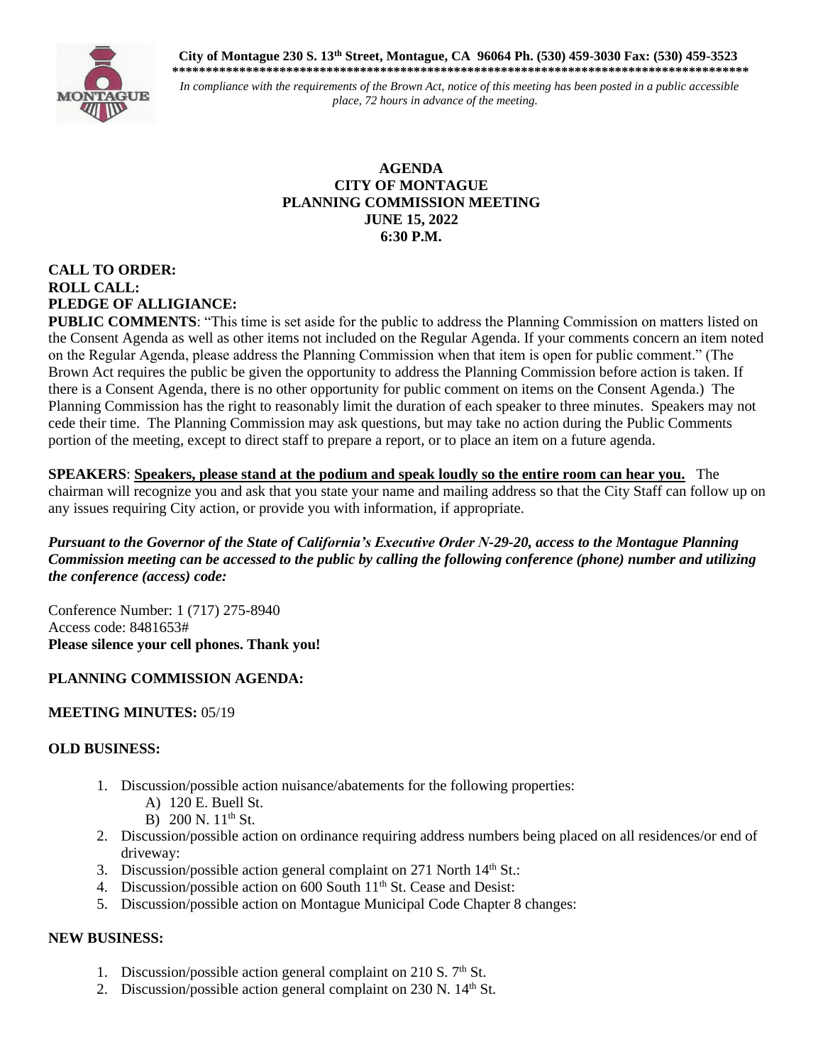**City of Montague 230 S. 13th Street, Montague, CA 96064 Ph. (530) 459-3030 Fax: (530) 459-3523**

**************************************************************************************************

*In compliance with the requirements of the Brown Act, notice of this meeting has been posted in a public accessible place, 72 hours in advance of the meeting.*

**AGENDA**
**CITY OF MONTAGUE**
**PLANNING COMMISSION MEETING**
**JUNE 15, 2022**
**6:30 P.M.**

**CALL TO ORDER:**
**ROLL CALL:**
**PLEDGE OF ALLIGIANCE:**

**PUBLIC COMMENTS**: "This time is set aside for the public to address the Planning Commission on matters listed on the Consent Agenda as well as other items not included on the Regular Agenda. If your comments concern an item noted on the Regular Agenda, please address the Planning Commission when that item is open for public comment." (The Brown Act requires the public be given the opportunity to address the Planning Commission before action is taken. If there is a Consent Agenda, there is no other opportunity for public comment on items on the Consent Agenda.) The Planning Commission has the right to reasonably limit the duration of each speaker to three minutes. Speakers may not cede their time. The Planning Commission may ask questions, but may take no action during the Public Comments portion of the meeting, except to direct staff to prepare a report, or to place an item on a future agenda.

**SPEAKERS**: **Speakers, please stand at the podium and speak loudly so the entire room can hear you.** The chairman will recognize you and ask that you state your name and mailing address so that the City Staff can follow up on any issues requiring City action, or provide you with information, if appropriate.

***Pursuant to the Governor of the State of California's Executive Order N-29-20, access to the Montague Planning Commission meeting can be accessed to the public by calling the following conference (phone) number and utilizing the conference (access) code:***

Conference Number: 1 (717) 275-8940
Access code: 8481653#
**Please silence your cell phones. Thank you!**

**PLANNING COMMISSION AGENDA:**

**MEETING MINUTES:** 05/19

**OLD BUSINESS:**

1. Discussion/possible action nuisance/abatements for the following properties:
   A) 120 E. Buell St.
   B) 200 N. 11th St.
2. Discussion/possible action on ordinance requiring address numbers being placed on all residences/or end of driveway:
3. Discussion/possible action general complaint on 271 North 14th St.:
4. Discussion/possible action on 600 South 11th St. Cease and Desist:
5. Discussion/possible action on Montague Municipal Code Chapter 8 changes:

**NEW BUSINESS:**

1. Discussion/possible action general complaint on 210 S. 7th St.
2. Discussion/possible action general complaint on 230 N. 14th St.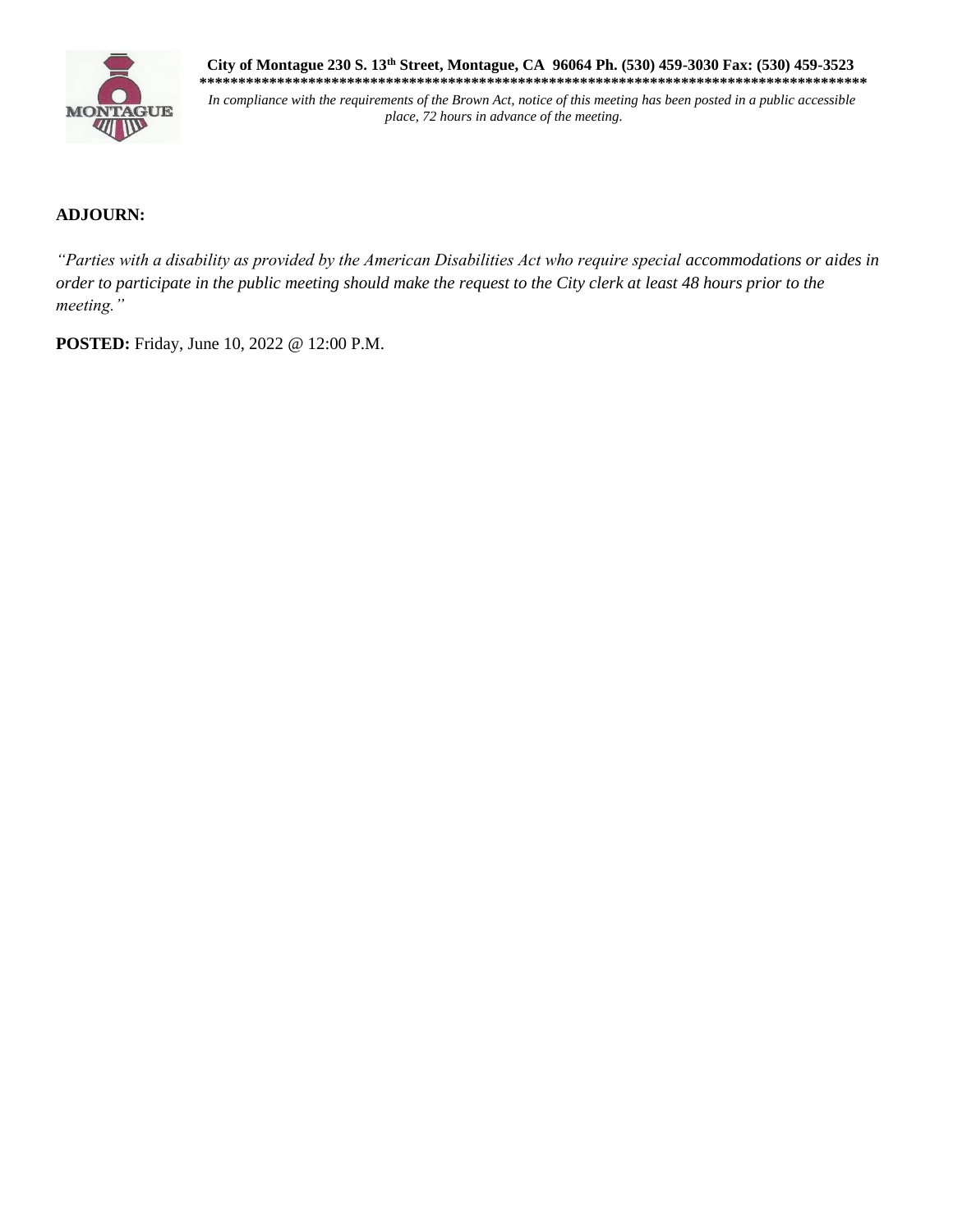**City of Montague 230 S. 13th Street, Montague, CA 96064 Ph. (530) 459-3030 Fax: (530) 459-3523**

*****************************************************************************************

*In compliance with the requirements of the Brown Act, notice of this meeting has been posted in a public accessible place, 72 hours in advance of the meeting.*

**ADJOURN:**

*"Parties with a disability as provided by the American Disabilities Act who require special accommodations or aides in order to participate in the public meeting should make the request to the City clerk at least 48 hours prior to the meeting."*

**POSTED:** Friday, June 10, 2022 @ 12:00 P.M.